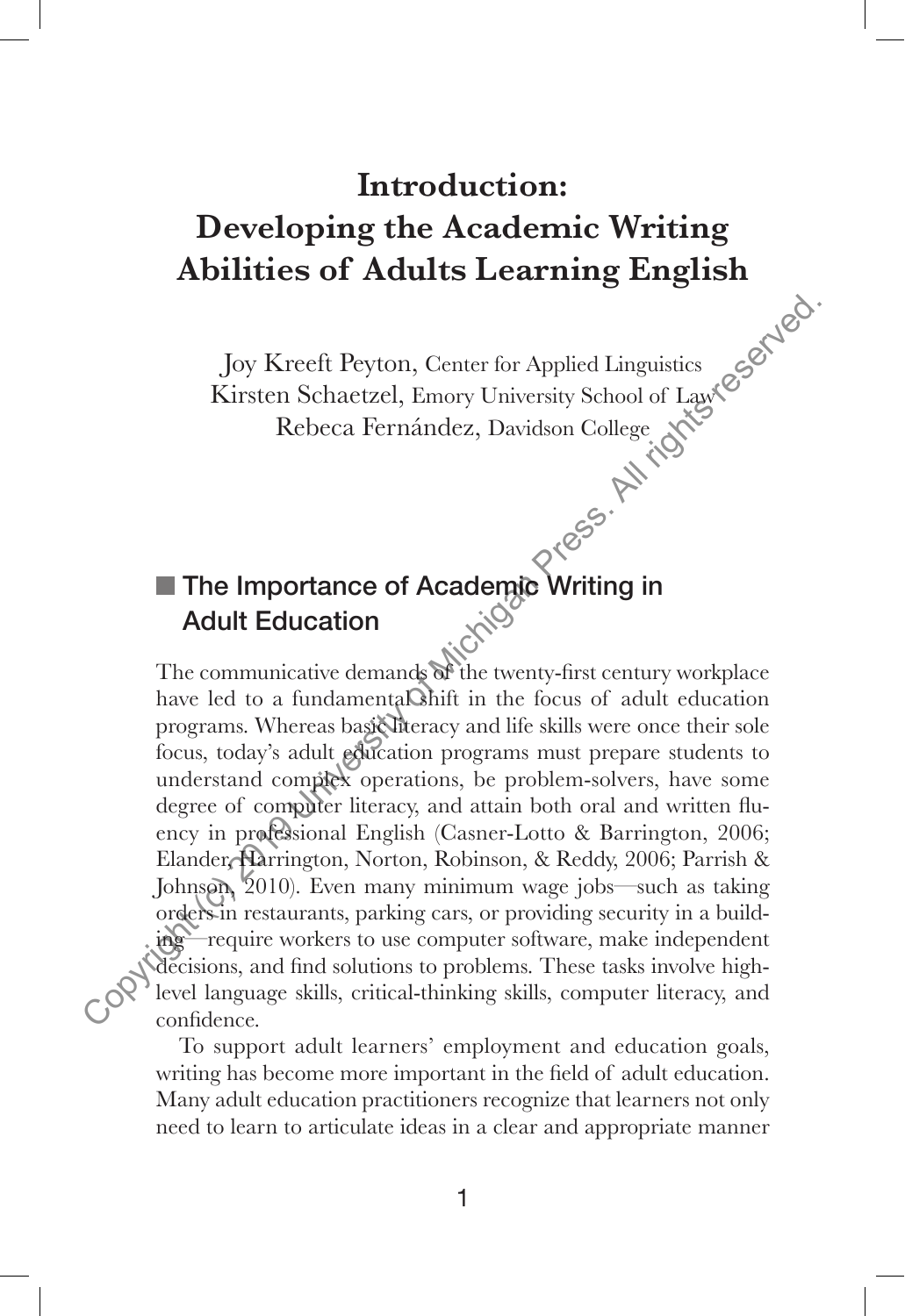# Introduction: Developing the Academic Writing Abilities of Adults Learning English

Joy Kreeft Peyton, Center for Applied Linguistics
Kirsten Schaetzel, Emory University School of Law
Rebeca Fernández, Davidson College

## The Importance of Academic Writing in Adult Education

The communicative demands of the twenty-first century workplace have led to a fundamental shift in the focus of adult education programs. Whereas basic literacy and life skills were once their sole focus, today's adult education programs must prepare students to understand complex operations, be problem-solvers, have some degree of computer literacy, and attain both oral and written fluency in professional English (Casner-Lotto & Barrington, 2006; Elander, Harrington, Norton, Robinson, & Reddy, 2006; Parrish & Johnson, 2010). Even many minimum wage jobs—such as taking orders in restaurants, parking cars, or providing security in a building—require workers to use computer software, make independent decisions, and find solutions to problems. These tasks involve high-level language skills, critical-thinking skills, computer literacy, and confidence.

To support adult learners' employment and education goals, writing has become more important in the field of adult education. Many adult education practitioners recognize that learners not only need to learn to articulate ideas in a clear and appropriate manner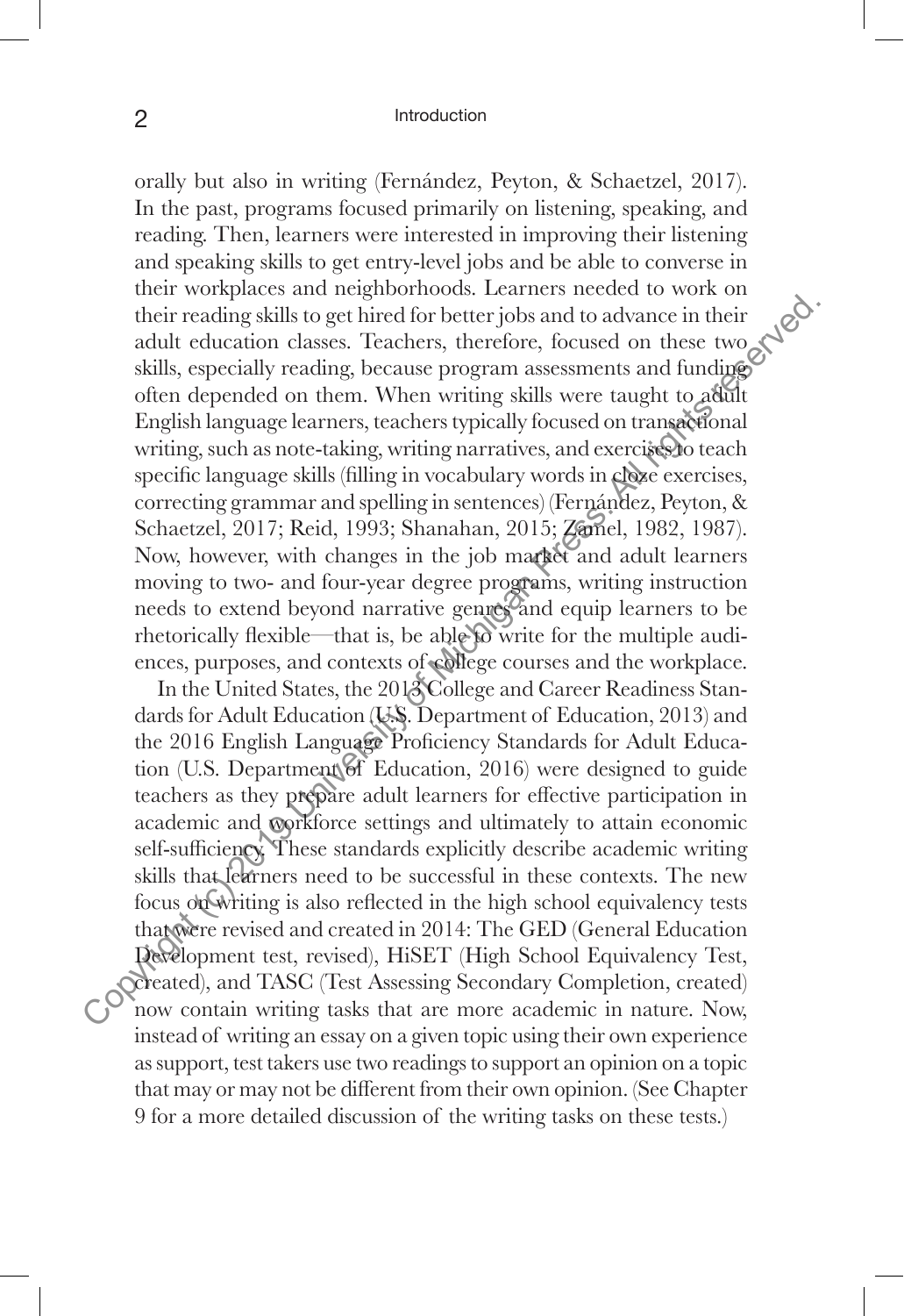orally but also in writing (Fernández, Peyton, & Schaetzel, 2017). In the past, programs focused primarily on listening, speaking, and reading. Then, learners were interested in improving their listening and speaking skills to get entry-level jobs and be able to converse in their workplaces and neighborhoods. Learners needed to work on their reading skills to get hired for better jobs and to advance in their adult education classes. Teachers, therefore, focused on these two skills, especially reading, because program assessments and funding often depended on them. When writing skills were taught to adult English language learners, teachers typically focused on transactional writing, such as note-taking, writing narratives, and exercises to teach specific language skills (filling in vocabulary words in cloze exercises, correcting grammar and spelling in sentences) (Fernández, Peyton, & Schaetzel, 2017; Reid, 1993; Shanahan, 2015; Zamel, 1982, 1987). Now, however, with changes in the job market and adult learners moving to two- and four-year degree programs, writing instruction needs to extend beyond narrative genres and equip learners to be rhetorically flexible—that is, be able to write for the multiple audiences, purposes, and contexts of college courses and the workplace.

In the United States, the 2013 College and Career Readiness Standards for Adult Education (U.S. Department of Education, 2013) and the 2016 English Language Proficiency Standards for Adult Education (U.S. Department of Education, 2016) were designed to guide teachers as they prepare adult learners for effective participation in academic and workforce settings and ultimately to attain economic self-sufficiency. These standards explicitly describe academic writing skills that learners need to be successful in these contexts. The new focus on writing is also reflected in the high school equivalency tests that were revised and created in 2014: The GED (General Education Development test, revised), HiSET (High School Equivalency Test, created), and TASC (Test Assessing Secondary Completion, created) now contain writing tasks that are more academic in nature. Now, instead of writing an essay on a given topic using their own experience as support, test takers use two readings to support an opinion on a topic that may or may not be different from their own opinion. (See Chapter 9 for a more detailed discussion of the writing tasks on these tests.)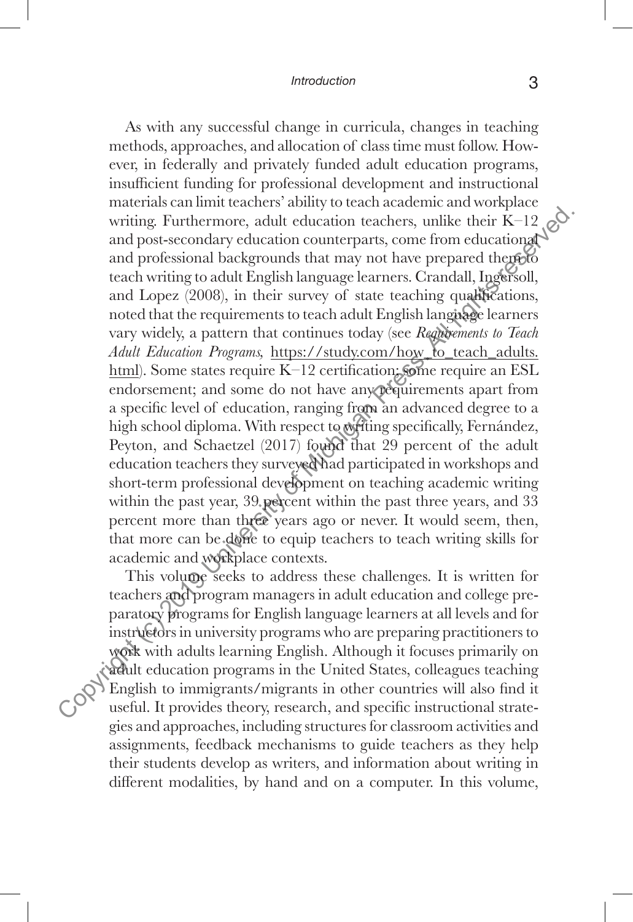As with any successful change in curricula, changes in teaching methods, approaches, and allocation of class time must follow. However, in federally and privately funded adult education programs, insufficient funding for professional development and instructional materials can limit teachers' ability to teach academic and workplace writing. Furthermore, adult education teachers, unlike their K–12 and post-secondary education counterparts, come from educational and professional backgrounds that may not have prepared them to teach writing to adult English language learners. Crandall, Ingersoll, and Lopez (2008), in their survey of state teaching qualifications, noted that the requirements to teach adult English language learners vary widely, a pattern that continues today (see *Requirements to Teach Adult Education Programs,* https://study.com/how_to_teach_adults.html). Some states require K–12 certification; some require an ESL endorsement; and some do not have any requirements apart from a specific level of education, ranging from an advanced degree to a high school diploma. With respect to writing specifically, Fernández, Peyton, and Schaetzel (2017) found that 29 percent of the adult education teachers they surveyed had participated in workshops and short-term professional development on teaching academic writing within the past year, 39 percent within the past three years, and 33 percent more than three years ago or never. It would seem, then, that more can be done to equip teachers to teach writing skills for academic and workplace contexts.

This volume seeks to address these challenges. It is written for teachers and program managers in adult education and college preparatory programs for English language learners at all levels and for instructors in university programs who are preparing practitioners to work with adults learning English. Although it focuses primarily on adult education programs in the United States, colleagues teaching English to immigrants/migrants in other countries will also find it useful. It provides theory, research, and specific instructional strategies and approaches, including structures for classroom activities and assignments, feedback mechanisms to guide teachers as they help their students develop as writers, and information about writing in different modalities, by hand and on a computer. In this volume,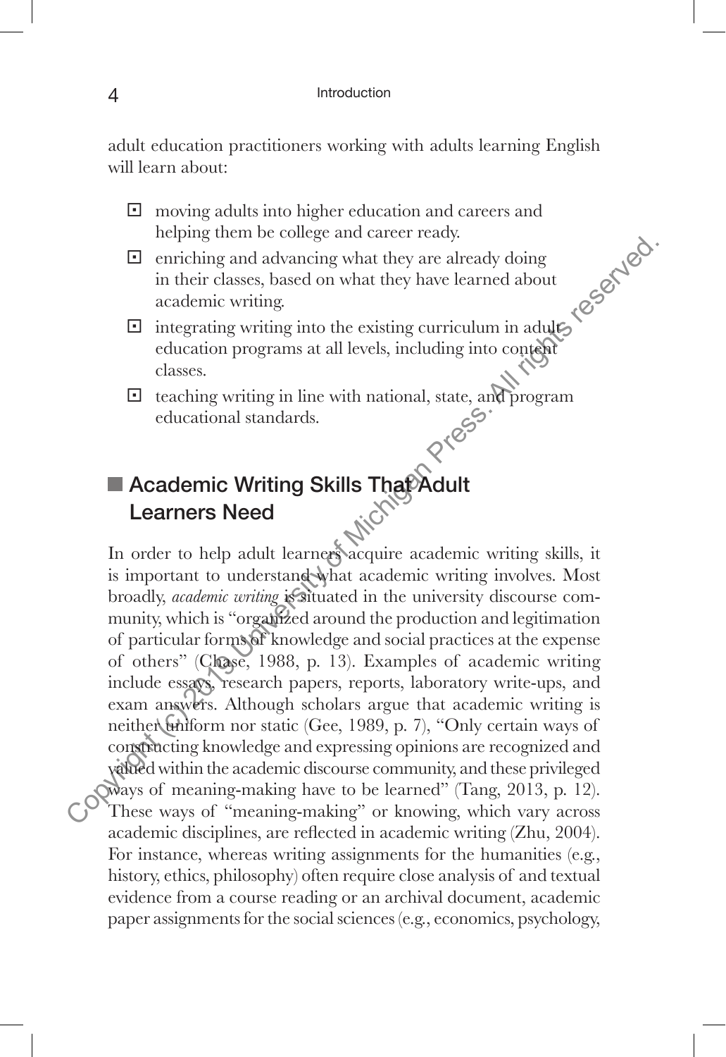adult education practitioners working with adults learning English will learn about:

- moving adults into higher education and careers and helping them be college and career ready.
- enriching and advancing what they are already doing in their classes, based on what they have learned about academic writing.
- integrating writing into the existing curriculum in adult education programs at all levels, including into content classes.
- teaching writing in line with national, state, and program educational standards.

## Academic Writing Skills That Adult Learners Need

In order to help adult learners acquire academic writing skills, it is important to understand what academic writing involves. Most broadly, *academic writing* is situated in the university discourse community, which is "organized around the production and legitimation of particular forms of knowledge and social practices at the expense of others" (Chase, 1988, p. 13). Examples of academic writing include essays, research papers, reports, laboratory write-ups, and exam answers. Although scholars argue that academic writing is neither uniform nor static (Gee, 1989, p. 7), "Only certain ways of constructing knowledge and expressing opinions are recognized and valued within the academic discourse community, and these privileged ways of meaning-making have to be learned" (Tang, 2013, p. 12). These ways of "meaning-making" or knowing, which vary across academic disciplines, are reflected in academic writing (Zhu, 2004). For instance, whereas writing assignments for the humanities (e.g., history, ethics, philosophy) often require close analysis of and textual evidence from a course reading or an archival document, academic paper assignments for the social sciences (e.g., economics, psychology,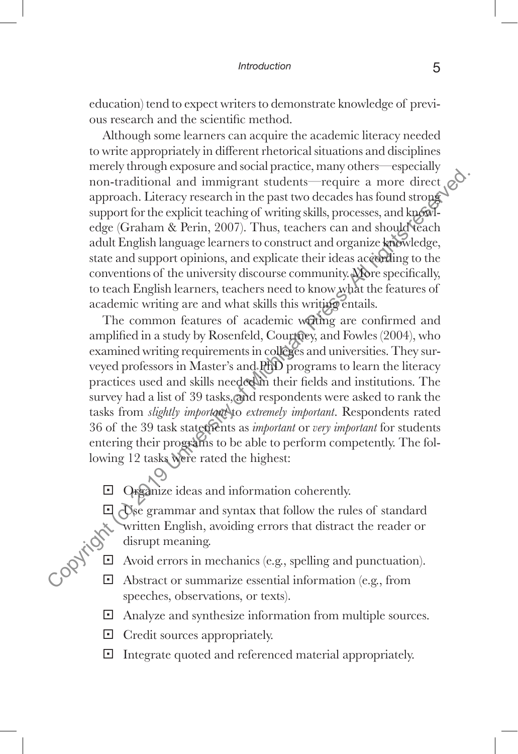education) tend to expect writers to demonstrate knowledge of previous research and the scientific method.

Although some learners can acquire the academic literacy needed to write appropriately in different rhetorical situations and disciplines merely through exposure and social practice, many others—especially non-traditional and immigrant students—require a more direct approach. Literacy research in the past two decades has found strong support for the explicit teaching of writing skills, processes, and knowledge (Graham & Perin, 2007). Thus, teachers can and should teach adult English language learners to construct and organize knowledge, state and support opinions, and explicate their ideas according to the conventions of the university discourse community. More specifically, to teach English learners, teachers need to know what the features of academic writing are and what skills this writing entails.

The common features of academic writing are confirmed and amplified in a study by Rosenfeld, Courtney, and Fowles (2004), who examined writing requirements in colleges and universities. They surveyed professors in Master's and PhD programs to learn the literacy practices used and skills needed in their fields and institutions. The survey had a list of 39 tasks, and respondents were asked to rank the tasks from *slightly important* to *extremely important*. Respondents rated 36 of the 39 task statements as *important* or *very important* for students entering their programs to be able to perform competently. The following 12 tasks were rated the highest:

- Organize ideas and information coherently.
- Use grammar and syntax that follow the rules of standard written English, avoiding errors that distract the reader or disrupt meaning.
- Avoid errors in mechanics (e.g., spelling and punctuation).
- Abstract or summarize essential information (e.g., from speeches, observations, or texts).
- Analyze and synthesize information from multiple sources.
- Credit sources appropriately.
- Integrate quoted and referenced material appropriately.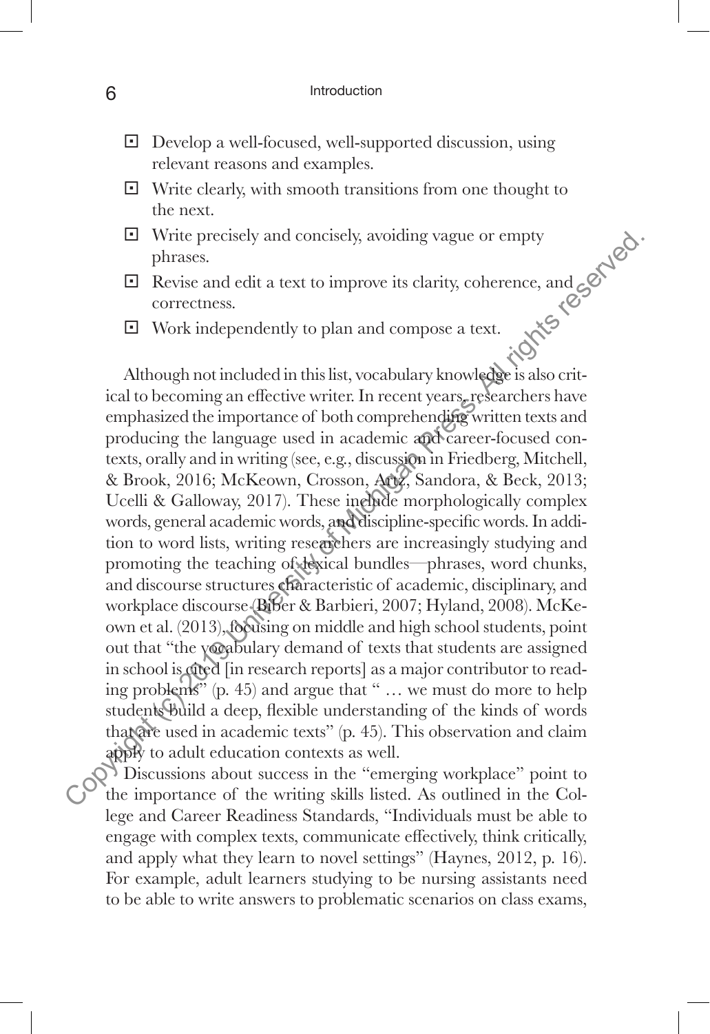- Develop a well-focused, well-supported discussion, using relevant reasons and examples.
- Write clearly, with smooth transitions from one thought to the next.
- Write precisely and concisely, avoiding vague or empty phrases.
- Revise and edit a text to improve its clarity, coherence, and correctness.
- Work independently to plan and compose a text.

Although not included in this list, vocabulary knowledge is also critical to becoming an effective writer. In recent years, researchers have emphasized the importance of both comprehending written texts and producing the language used in academic and career-focused contexts, orally and in writing (see, e.g., discussion in Friedberg, Mitchell, & Brook, 2016; McKeown, Crosson, Artz, Sandora, & Beck, 2013; Ucelli & Galloway, 2017). These include morphologically complex words, general academic words, and discipline-specific words. In addition to word lists, writing researchers are increasingly studying and promoting the teaching of lexical bundles—phrases, word chunks, and discourse structures characteristic of academic, disciplinary, and workplace discourse (Biber & Barbieri, 2007; Hyland, 2008). McKeown et al. (2013), focusing on middle and high school students, point out that "the vocabulary demand of texts that students are assigned in school is cited [in research reports] as a major contributor to reading problems" (p. 45) and argue that " … we must do more to help students build a deep, flexible understanding of the kinds of words that are used in academic texts" (p. 45). This observation and claim apply to adult education contexts as well.

Discussions about success in the "emerging workplace" point to the importance of the writing skills listed. As outlined in the College and Career Readiness Standards, "Individuals must be able to engage with complex texts, communicate effectively, think critically, and apply what they learn to novel settings" (Haynes, 2012, p. 16). For example, adult learners studying to be nursing assistants need to be able to write answers to problematic scenarios on class exams,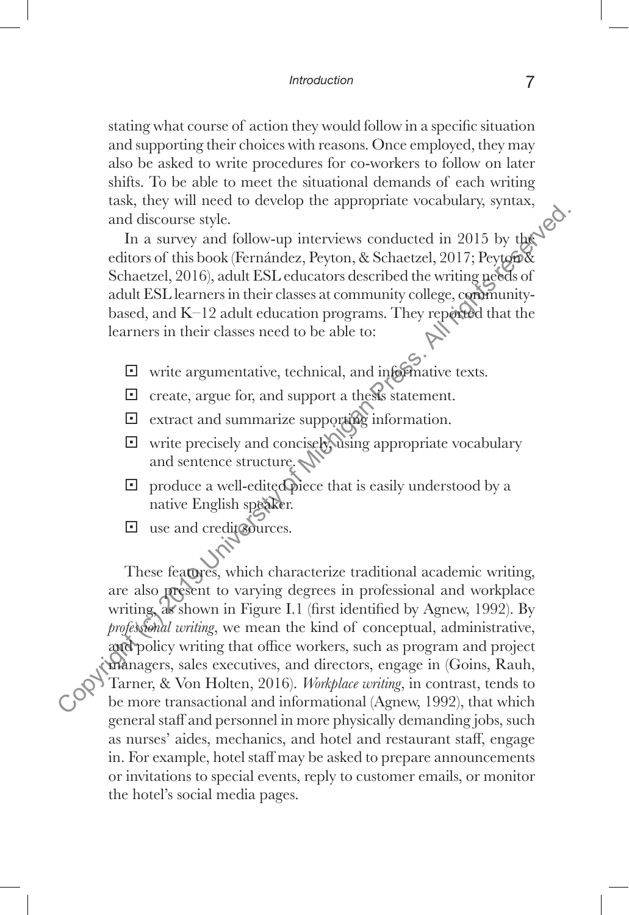stating what course of action they would follow in a specific situation and supporting their choices with reasons. Once employed, they may also be asked to write procedures for co-workers to follow on later shifts. To be able to meet the situational demands of each writing task, they will need to develop the appropriate vocabulary, syntax, and discourse style.

In a survey and follow-up interviews conducted in 2015 by the editors of this book (Fernández, Peyton, & Schaetzel, 2017; Peyton & Schaetzel, 2016), adult ESL educators described the writing needs of adult ESL learners in their classes at community college, community-based, and K–12 adult education programs. They reported that the learners in their classes need to be able to:

- write argumentative, technical, and informative texts.
- create, argue for, and support a thesis statement.
- extract and summarize supporting information.
- write precisely and concisely, using appropriate vocabulary and sentence structure.
- produce a well-edited piece that is easily understood by a native English speaker.
- use and credit sources.

These features, which characterize traditional academic writing, are also present to varying degrees in professional and workplace writing, as shown in Figure I.1 (first identified by Agnew, 1992). By *professional writing*, we mean the kind of conceptual, administrative, and policy writing that office workers, such as program and project managers, sales executives, and directors, engage in (Goins, Rauh, Tarner, & Von Holten, 2016). *Workplace writing*, in contrast, tends to be more transactional and informational (Agnew, 1992), that which general staff and personnel in more physically demanding jobs, such as nurses' aides, mechanics, and hotel and restaurant staff, engage in. For example, hotel staff may be asked to prepare announcements or invitations to special events, reply to customer emails, or monitor the hotel's social media pages.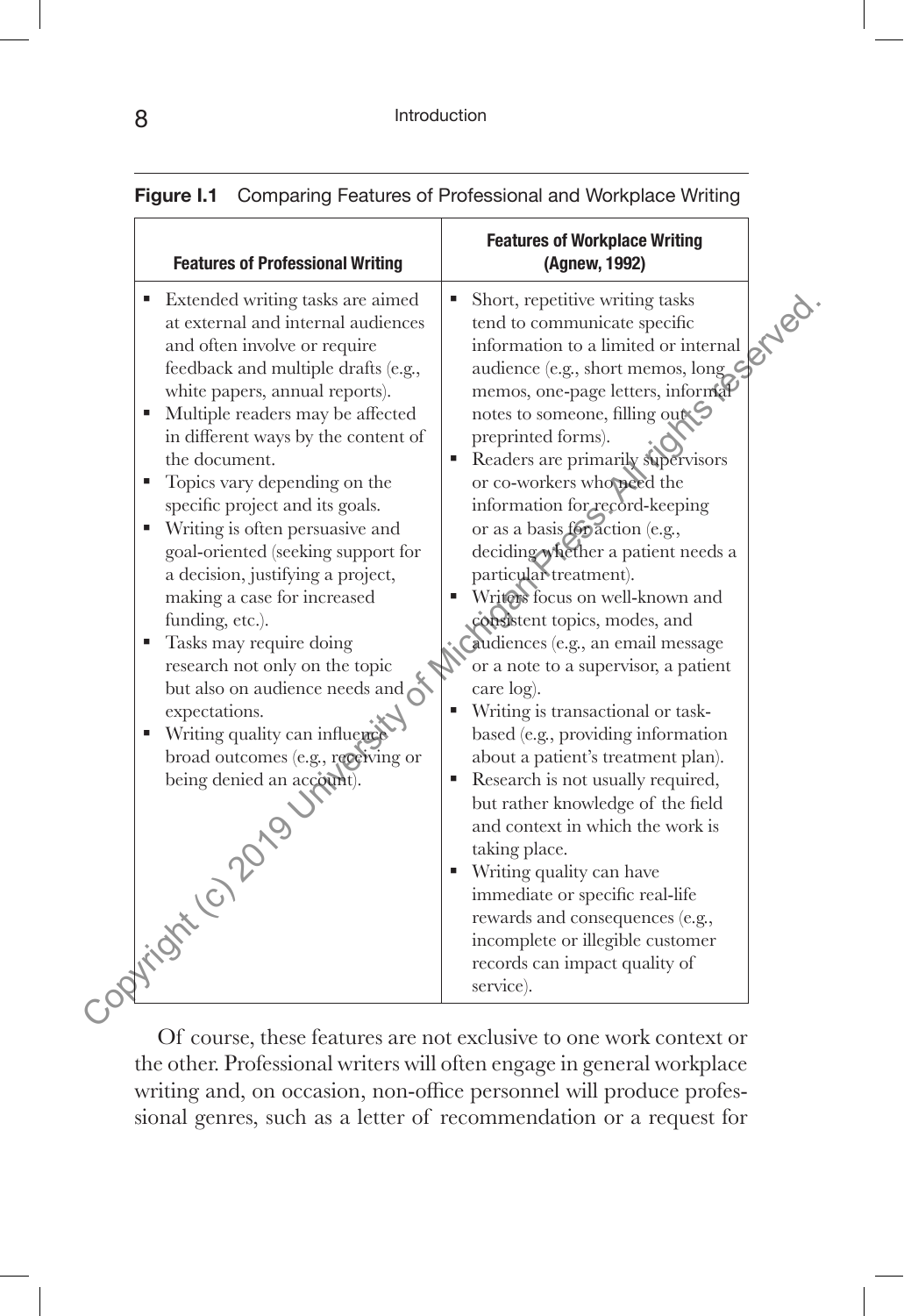**Figure I.1** Comparing Features of Professional and Workplace Writing

| Features of Professional Writing | Features of Workplace Writing (Agnew, 1992) |
| --- | --- |
| ▪ Extended writing tasks are aimed at external and internal audiences and often involve or require feedback and multiple drafts (e.g., white papers, annual reports).<br>▪ Multiple readers may be affected in different ways by the content of the document.<br>▪ Topics vary depending on the specific project and its goals.<br>▪ Writing is often persuasive and goal-oriented (seeking support for a decision, justifying a project, making a case for increased funding, etc.).<br>▪ Tasks may require doing research not only on the topic but also on audience needs and expectations.<br>▪ Writing quality can influence broad outcomes (e.g., receiving or being denied an account). | ▪ Short, repetitive writing tasks tend to communicate specific information to a limited or internal audience (e.g., short memos, long memos, one-page letters, informal notes to someone, filling out preprinted forms).<br>▪ Readers are primarily supervisors or co-workers who need the information for record-keeping or as a basis for action (e.g., deciding whether a patient needs a particular treatment).<br>▪ Writers focus on well-known and consistent topics, modes, and audiences (e.g., an email message or a note to a supervisor, a patient care log).<br>▪ Writing is transactional or task-based (e.g., providing information about a patient's treatment plan).<br>▪ Research is not usually required, but rather knowledge of the field and context in which the work is taking place.<br>▪ Writing quality can have immediate or specific real-life rewards and consequences (e.g., incomplete or illegible customer records can impact quality of service). |

Of course, these features are not exclusive to one work context or the other. Professional writers will often engage in general workplace writing and, on occasion, non-office personnel will produce professional genres, such as a letter of recommendation or a request for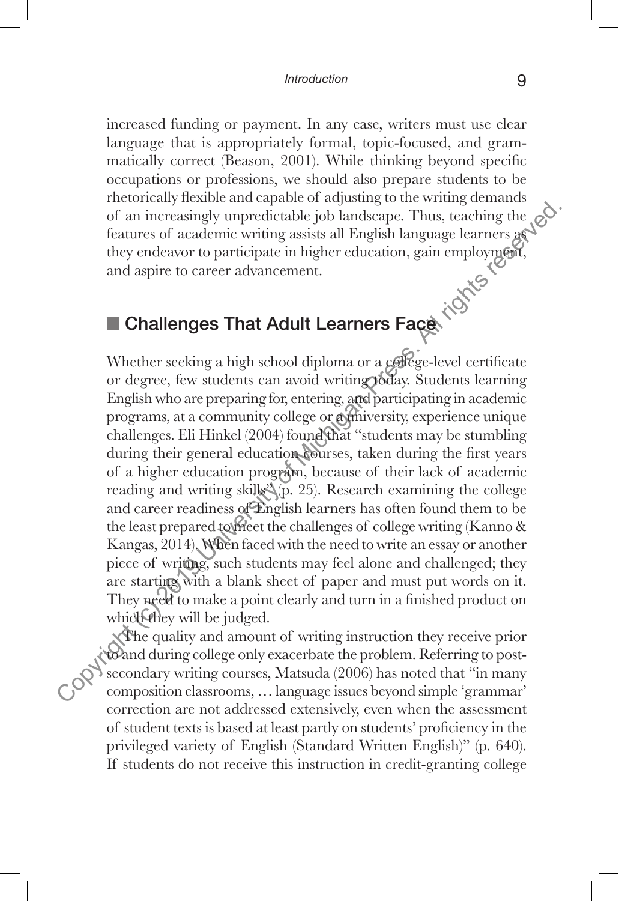increased funding or payment. In any case, writers must use clear language that is appropriately formal, topic-focused, and grammatically correct (Beason, 2001). While thinking beyond specific occupations or professions, we should also prepare students to be rhetorically flexible and capable of adjusting to the writing demands of an increasingly unpredictable job landscape. Thus, teaching the features of academic writing assists all English language learners as they endeavor to participate in higher education, gain employment, and aspire to career advancement.

## Challenges That Adult Learners Face

Whether seeking a high school diploma or a college-level certificate or degree, few students can avoid writing today. Students learning English who are preparing for, entering, and participating in academic programs, at a community college or a university, experience unique challenges. Eli Hinkel (2004) found that "students may be stumbling during their general education courses, taken during the first years of a higher education program, because of their lack of academic reading and writing skills" (p. 25). Research examining the college and career readiness of English learners has often found them to be the least prepared to meet the challenges of college writing (Kanno & Kangas, 2014). When faced with the need to write an essay or another piece of writing, such students may feel alone and challenged; they are starting with a blank sheet of paper and must put words on it. They need to make a point clearly and turn in a finished product on which they will be judged.

The quality and amount of writing instruction they receive prior to and during college only exacerbate the problem. Referring to post-secondary writing courses, Matsuda (2006) has noted that "in many composition classrooms, … language issues beyond simple 'grammar' correction are not addressed extensively, even when the assessment of student texts is based at least partly on students' proficiency in the privileged variety of English (Standard Written English)" (p. 640). If students do not receive this instruction in credit-granting college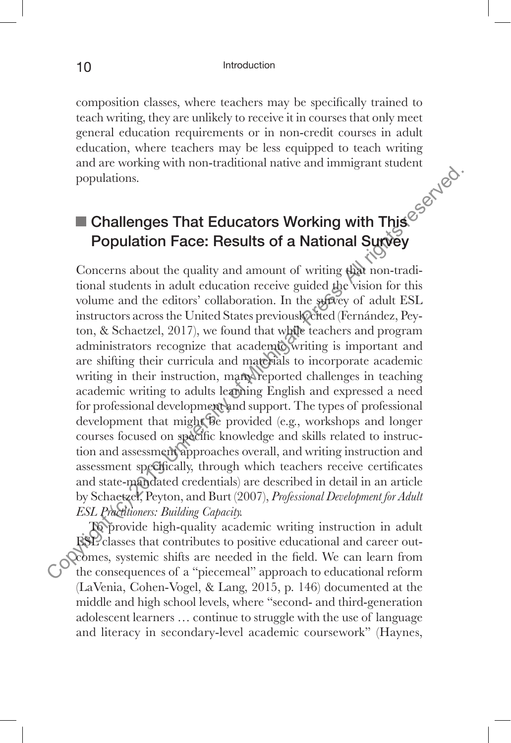composition classes, where teachers may be specifically trained to teach writing, they are unlikely to receive it in courses that only meet general education requirements or in non-credit courses in adult education, where teachers may be less equipped to teach writing and are working with non-traditional native and immigrant student populations.

## Challenges That Educators Working with This Population Face: Results of a National Survey

Concerns about the quality and amount of writing that non-traditional students in adult education receive guided the vision for this volume and the editors' collaboration. In the survey of adult ESL instructors across the United States previously cited (Fernández, Peyton, & Schaetzel, 2017), we found that while teachers and program administrators recognize that academic writing is important and are shifting their curricula and materials to incorporate academic writing in their instruction, many reported challenges in teaching academic writing to adults learning English and expressed a need for professional development and support. The types of professional development that might be provided (e.g., workshops and longer courses focused on specific knowledge and skills related to instruction and assessment approaches overall, and writing instruction and assessment specifically, through which teachers receive certificates and state-mandated credentials) are described in detail in an article by Schaetzel, Peyton, and Burt (2007), *Professional Development for Adult ESL Practitioners: Building Capacity.*

To provide high-quality academic writing instruction in adult ESL classes that contributes to positive educational and career outcomes, systemic shifts are needed in the field. We can learn from the consequences of a "piecemeal" approach to educational reform (LaVenia, Cohen-Vogel, & Lang, 2015, p. 146) documented at the middle and high school levels, where "second- and third-generation adolescent learners … continue to struggle with the use of language and literacy in secondary-level academic coursework" (Haynes,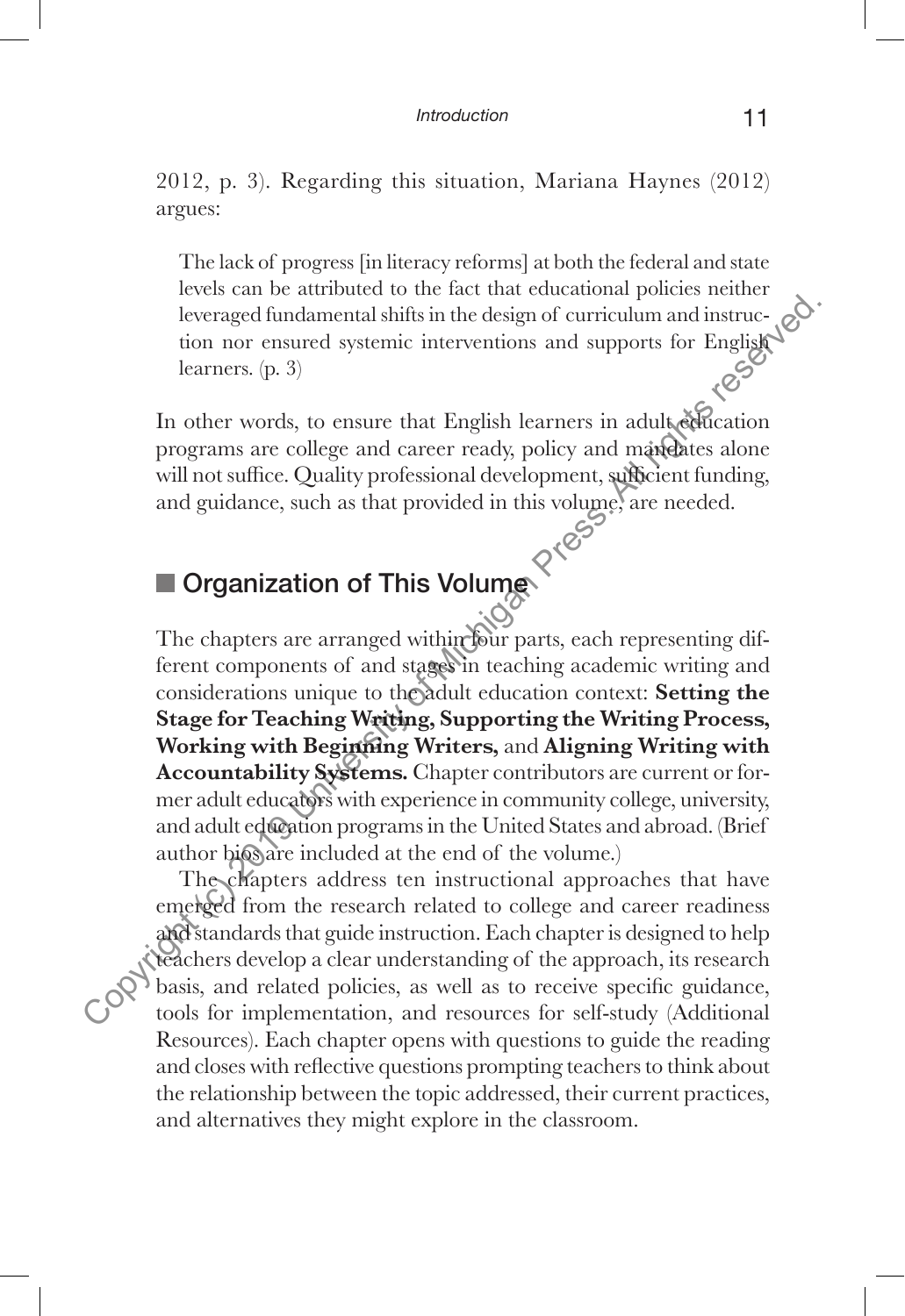2012, p. 3). Regarding this situation, Mariana Haynes (2012) argues:

> The lack of progress [in literacy reforms] at both the federal and state levels can be attributed to the fact that educational policies neither leveraged fundamental shifts in the design of curriculum and instruction nor ensured systemic interventions and supports for English learners. (p. 3)

In other words, to ensure that English learners in adult education programs are college and career ready, policy and mandates alone will not suffice. Quality professional development, sufficient funding, and guidance, such as that provided in this volume, are needed.

## Organization of This Volume

The chapters are arranged within four parts, each representing different components of and stages in teaching academic writing and considerations unique to the adult education context: **Setting the Stage for Teaching Writing, Supporting the Writing Process, Working with Beginning Writers,** and **Aligning Writing with Accountability Systems.** Chapter contributors are current or former adult educators with experience in community college, university, and adult education programs in the United States and abroad. (Brief author bios are included at the end of the volume.)

The chapters address ten instructional approaches that have emerged from the research related to college and career readiness and standards that guide instruction. Each chapter is designed to help teachers develop a clear understanding of the approach, its research basis, and related policies, as well as to receive specific guidance, tools for implementation, and resources for self-study (Additional Resources). Each chapter opens with questions to guide the reading and closes with reflective questions prompting teachers to think about the relationship between the topic addressed, their current practices, and alternatives they might explore in the classroom.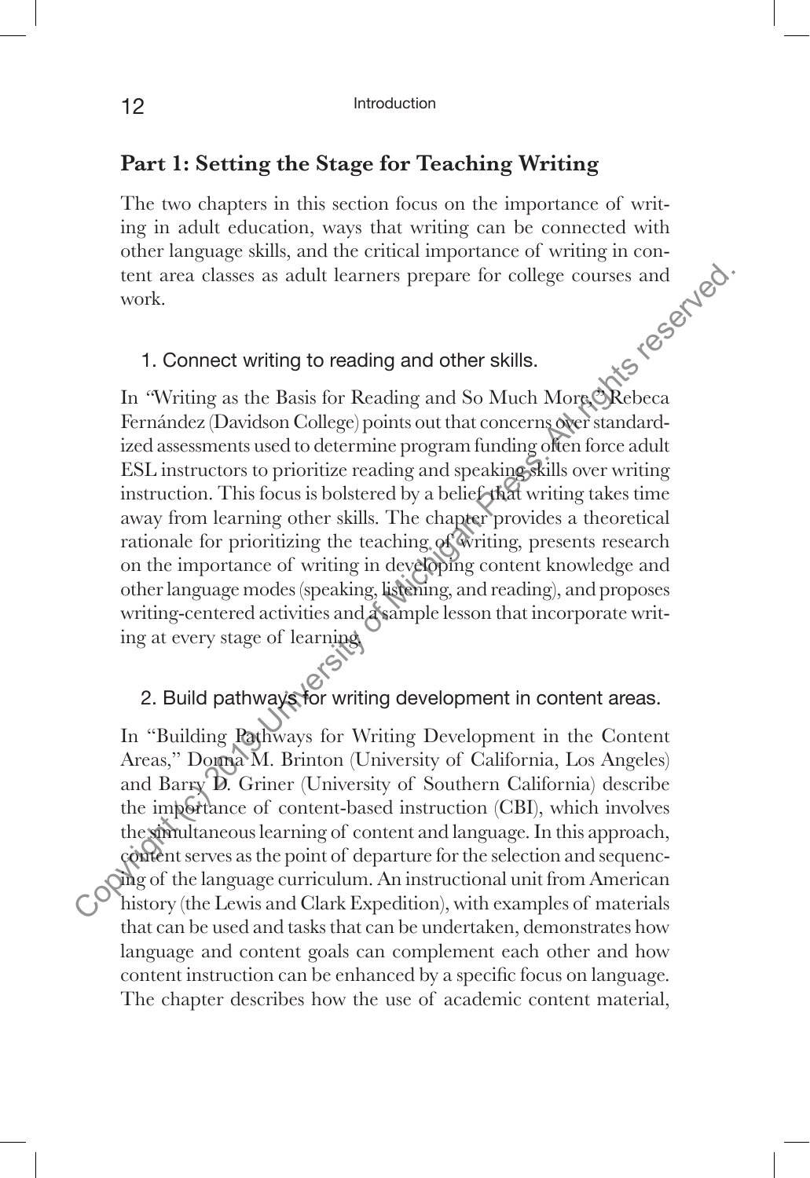## Part 1: Setting the Stage for Teaching Writing

The two chapters in this section focus on the importance of writing in adult education, ways that writing can be connected with other language skills, and the critical importance of writing in content area classes as adult learners prepare for college courses and work.

### 1. Connect writing to reading and other skills.

In "Writing as the Basis for Reading and So Much More," Rebeca Fernández (Davidson College) points out that concerns over standardized assessments used to determine program funding often force adult ESL instructors to prioritize reading and speaking skills over writing instruction. This focus is bolstered by a belief that writing takes time away from learning other skills. The chapter provides a theoretical rationale for prioritizing the teaching of writing, presents research on the importance of writing in developing content knowledge and other language modes (speaking, listening, and reading), and proposes writing-centered activities and a sample lesson that incorporate writing at every stage of learning.

### 2. Build pathways for writing development in content areas.

In "Building Pathways for Writing Development in the Content Areas," Donna M. Brinton (University of California, Los Angeles) and Barry D. Griner (University of Southern California) describe the importance of content-based instruction (CBI), which involves the simultaneous learning of content and language. In this approach, content serves as the point of departure for the selection and sequencing of the language curriculum. An instructional unit from American history (the Lewis and Clark Expedition), with examples of materials that can be used and tasks that can be undertaken, demonstrates how language and content goals can complement each other and how content instruction can be enhanced by a specific focus on language. The chapter describes how the use of academic content material,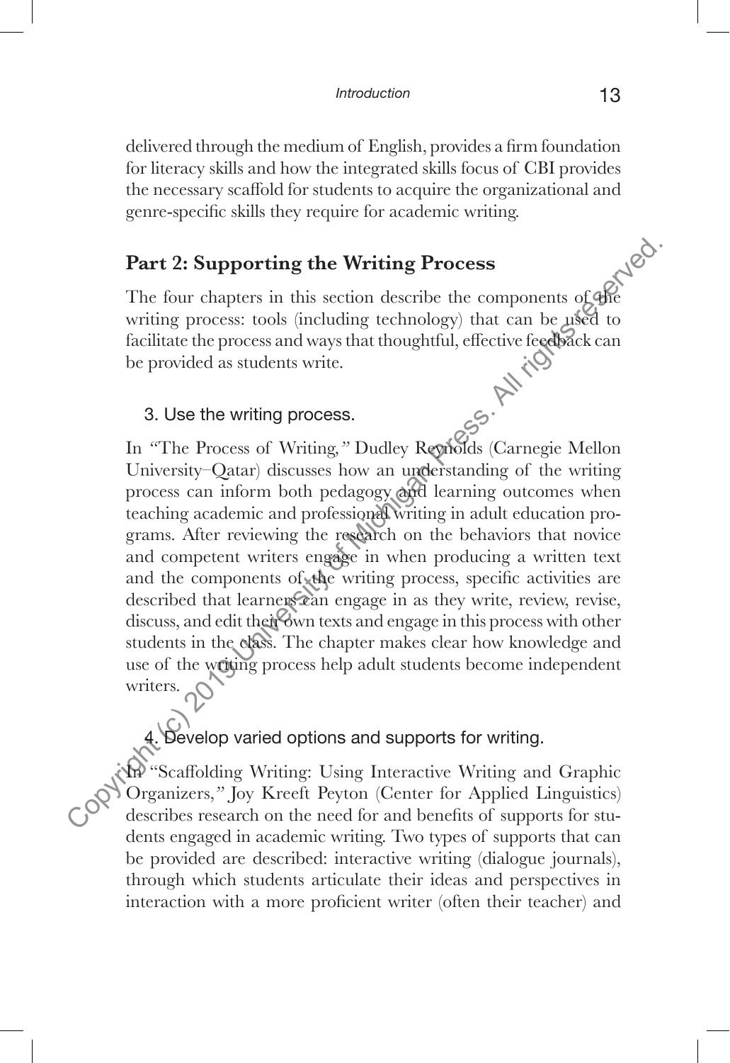delivered through the medium of English, provides a firm foundation for literacy skills and how the integrated skills focus of CBI provides the necessary scaffold for students to acquire the organizational and genre-specific skills they require for academic writing.

## Part 2: Supporting the Writing Process

The four chapters in this section describe the components of the writing process: tools (including technology) that can be used to facilitate the process and ways that thoughtful, effective feedback can be provided as students write.

### 3. Use the writing process.

In "The Process of Writing," Dudley Reynolds (Carnegie Mellon University–Qatar) discusses how an understanding of the writing process can inform both pedagogy and learning outcomes when teaching academic and professional writing in adult education programs. After reviewing the research on the behaviors that novice and competent writers engage in when producing a written text and the components of the writing process, specific activities are described that learners can engage in as they write, review, revise, discuss, and edit their own texts and engage in this process with other students in the class. The chapter makes clear how knowledge and use of the writing process help adult students become independent writers.

### 4. Develop varied options and supports for writing.

In "Scaffolding Writing: Using Interactive Writing and Graphic Organizers," Joy Kreeft Peyton (Center for Applied Linguistics) describes research on the need for and benefits of supports for students engaged in academic writing. Two types of supports that can be provided are described: interactive writing (dialogue journals), through which students articulate their ideas and perspectives in interaction with a more proficient writer (often their teacher) and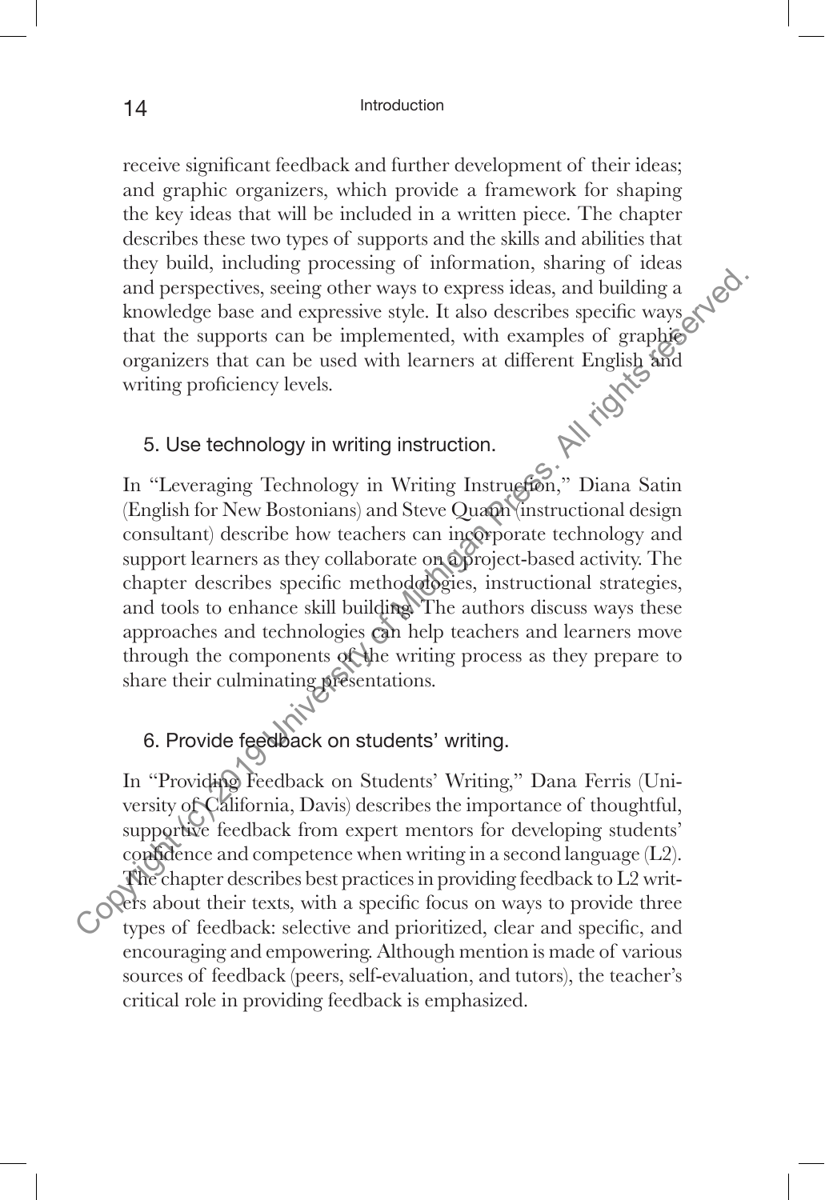receive significant feedback and further development of their ideas; and graphic organizers, which provide a framework for shaping the key ideas that will be included in a written piece. The chapter describes these two types of supports and the skills and abilities that they build, including processing of information, sharing of ideas and perspectives, seeing other ways to express ideas, and building a knowledge base and expressive style. It also describes specific ways that the supports can be implemented, with examples of graphic organizers that can be used with learners at different English and writing proficiency levels.

### 5. Use technology in writing instruction.

In "Leveraging Technology in Writing Instruction," Diana Satin (English for New Bostonians) and Steve Quann (instructional design consultant) describe how teachers can incorporate technology and support learners as they collaborate on a project-based activity. The chapter describes specific methodologies, instructional strategies, and tools to enhance skill building. The authors discuss ways these approaches and technologies can help teachers and learners move through the components of the writing process as they prepare to share their culminating presentations.

### 6. Provide feedback on students' writing.

In "Providing Feedback on Students' Writing," Dana Ferris (University of California, Davis) describes the importance of thoughtful, supportive feedback from expert mentors for developing students' confidence and competence when writing in a second language (L2). The chapter describes best practices in providing feedback to L2 writers about their texts, with a specific focus on ways to provide three types of feedback: selective and prioritized, clear and specific, and encouraging and empowering. Although mention is made of various sources of feedback (peers, self-evaluation, and tutors), the teacher's critical role in providing feedback is emphasized.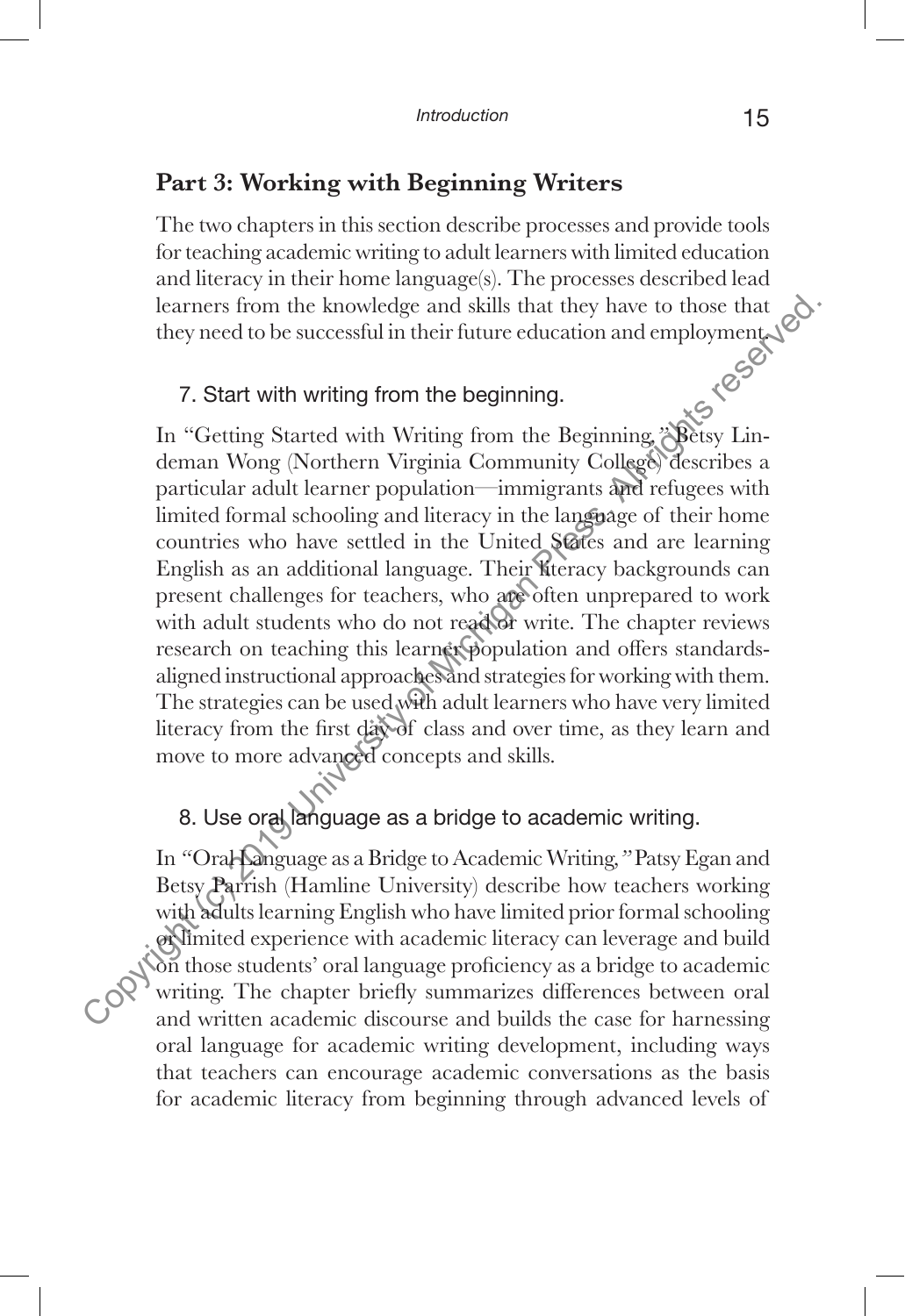## Part 3: Working with Beginning Writers

The two chapters in this section describe processes and provide tools for teaching academic writing to adult learners with limited education and literacy in their home language(s). The processes described lead learners from the knowledge and skills that they have to those that they need to be successful in their future education and employment.

### 7. Start with writing from the beginning.

In "Getting Started with Writing from the Beginning," Betsy Lindeman Wong (Northern Virginia Community College) describes a particular adult learner population—immigrants and refugees with limited formal schooling and literacy in the language of their home countries who have settled in the United States and are learning English as an additional language. Their literacy backgrounds can present challenges for teachers, who are often unprepared to work with adult students who do not read or write. The chapter reviews research on teaching this learner population and offers standards-aligned instructional approaches and strategies for working with them. The strategies can be used with adult learners who have very limited literacy from the first day of class and over time, as they learn and move to more advanced concepts and skills.

### 8. Use oral language as a bridge to academic writing.

In "Oral Language as a Bridge to Academic Writing," Patsy Egan and Betsy Parrish (Hamline University) describe how teachers working with adults learning English who have limited prior formal schooling or limited experience with academic literacy can leverage and build on those students' oral language proficiency as a bridge to academic writing. The chapter briefly summarizes differences between oral and written academic discourse and builds the case for harnessing oral language for academic writing development, including ways that teachers can encourage academic conversations as the basis for academic literacy from beginning through advanced levels of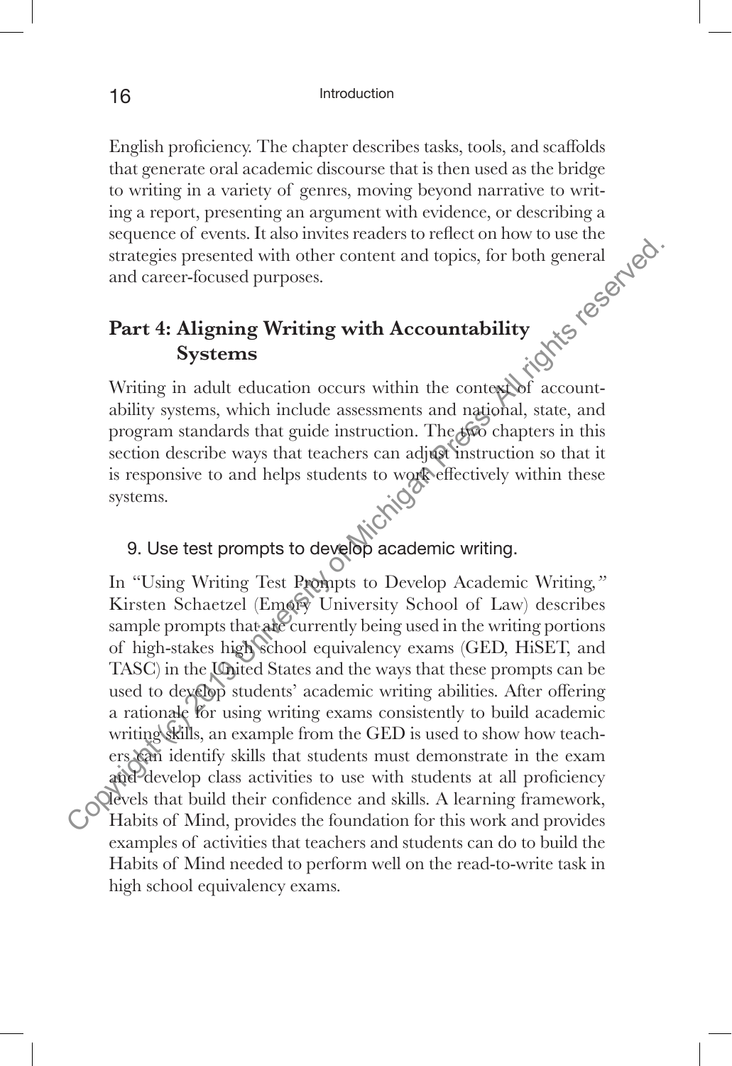English proficiency. The chapter describes tasks, tools, and scaffolds that generate oral academic discourse that is then used as the bridge to writing in a variety of genres, moving beyond narrative to writing a report, presenting an argument with evidence, or describing a sequence of events. It also invites readers to reflect on how to use the strategies presented with other content and topics, for both general and career-focused purposes.

## Part 4: Aligning Writing with Accountability Systems

Writing in adult education occurs within the context of accountability systems, which include assessments and national, state, and program standards that guide instruction. The two chapters in this section describe ways that teachers can adjust instruction so that it is responsive to and helps students to work effectively within these systems.

### 9. Use test prompts to develop academic writing.

In "Using Writing Test Prompts to Develop Academic Writing," Kirsten Schaetzel (Emory University School of Law) describes sample prompts that are currently being used in the writing portions of high-stakes high school equivalency exams (GED, HiSET, and TASC) in the United States and the ways that these prompts can be used to develop students' academic writing abilities. After offering a rationale for using writing exams consistently to build academic writing skills, an example from the GED is used to show how teachers can identify skills that students must demonstrate in the exam and develop class activities to use with students at all proficiency levels that build their confidence and skills. A learning framework, Habits of Mind, provides the foundation for this work and provides examples of activities that teachers and students can do to build the Habits of Mind needed to perform well on the read-to-write task in high school equivalency exams.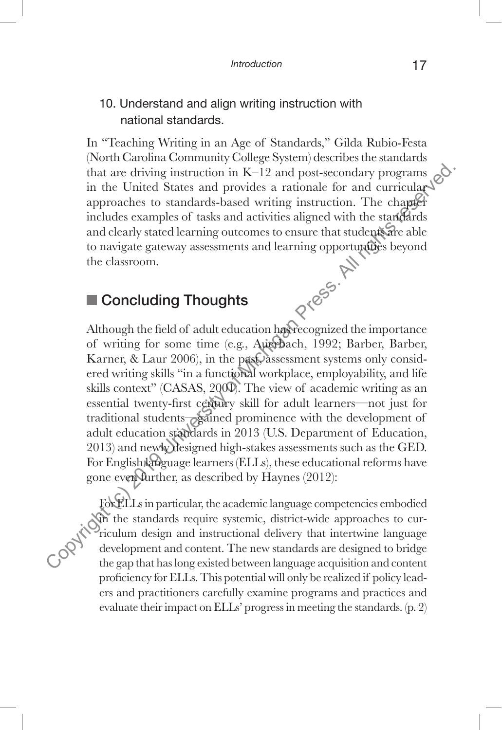10. Understand and align writing instruction with national standards.

In "Teaching Writing in an Age of Standards," Gilda Rubio-Festa (North Carolina Community College System) describes the standards that are driving instruction in K–12 and post-secondary programs in the United States and provides a rationale for and curricular approaches to standards-based writing instruction. The chapter includes examples of tasks and activities aligned with the standards and clearly stated learning outcomes to ensure that students are able to navigate gateway assessments and learning opportunities beyond the classroom.

## Concluding Thoughts

Although the field of adult education has recognized the importance of writing for some time (e.g., Auerbach, 1992; Barber, Barber, Karner, & Laur 2006), in the past, assessment systems only considered writing skills "in a functional workplace, employability, and life skills context" (CASAS, 2001). The view of academic writing as an essential twenty-first century skill for adult learners—not just for traditional students—gained prominence with the development of adult education standards in 2013 (U.S. Department of Education, 2013) and newly designed high-stakes assessments such as the GED. For English language learners (ELLs), these educational reforms have gone even further, as described by Haynes (2012):

> For ELLs in particular, the academic language competencies embodied in the standards require systemic, district-wide approaches to curriculum design and instructional delivery that intertwine language development and content. The new standards are designed to bridge the gap that has long existed between language acquisition and content proficiency for ELLs. This potential will only be realized if policy leaders and practitioners carefully examine programs and practices and evaluate their impact on ELLs' progress in meeting the standards. (p. 2)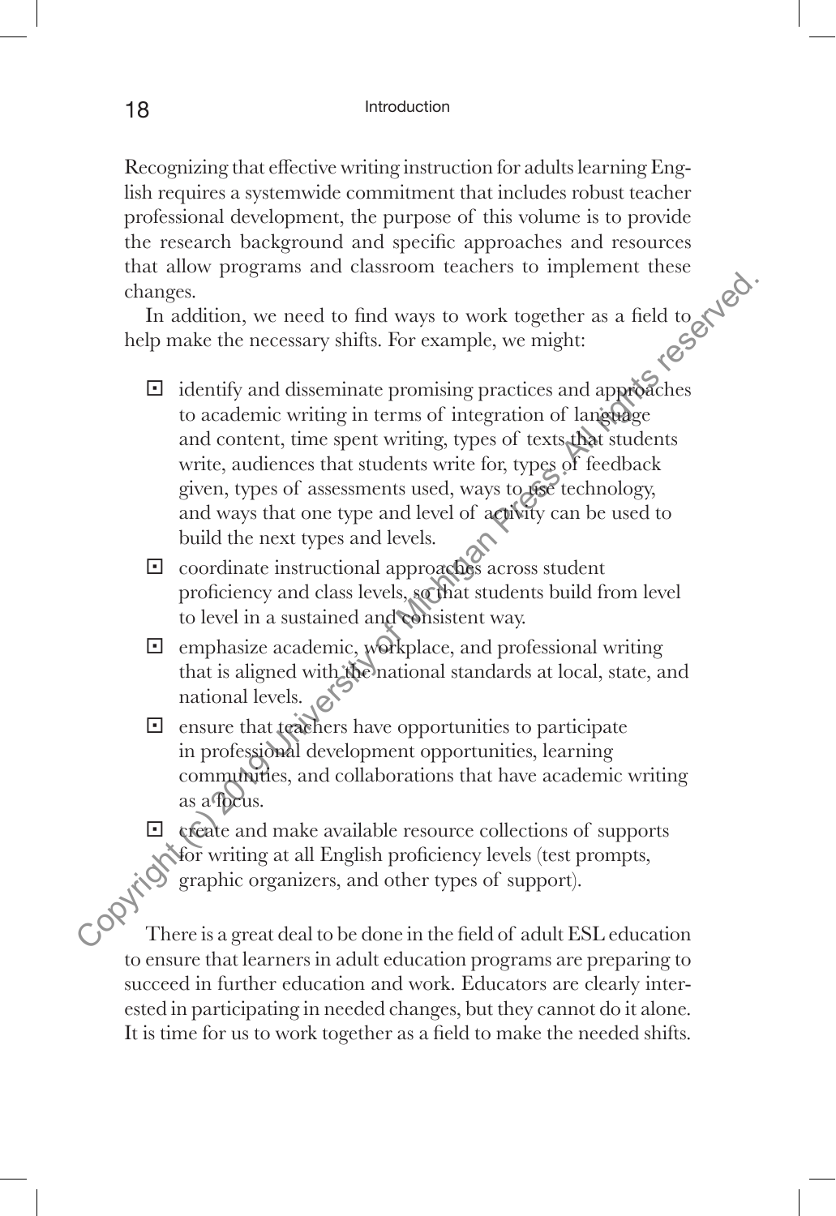Recognizing that effective writing instruction for adults learning English requires a systemwide commitment that includes robust teacher professional development, the purpose of this volume is to provide the research background and specific approaches and resources that allow programs and classroom teachers to implement these changes.

In addition, we need to find ways to work together as a field to help make the necessary shifts. For example, we might:

- identify and disseminate promising practices and approaches to academic writing in terms of integration of language and content, time spent writing, types of texts that students write, audiences that students write for, types of feedback given, types of assessments used, ways to use technology, and ways that one type and level of activity can be used to build the next types and levels.
- coordinate instructional approaches across student proficiency and class levels, so that students build from level to level in a sustained and consistent way.
- emphasize academic, workplace, and professional writing that is aligned with the national standards at local, state, and national levels.
- ensure that teachers have opportunities to participate in professional development opportunities, learning communities, and collaborations that have academic writing as a focus.
- create and make available resource collections of supports for writing at all English proficiency levels (test prompts, graphic organizers, and other types of support).

There is a great deal to be done in the field of adult ESL education to ensure that learners in adult education programs are preparing to succeed in further education and work. Educators are clearly interested in participating in needed changes, but they cannot do it alone. It is time for us to work together as a field to make the needed shifts.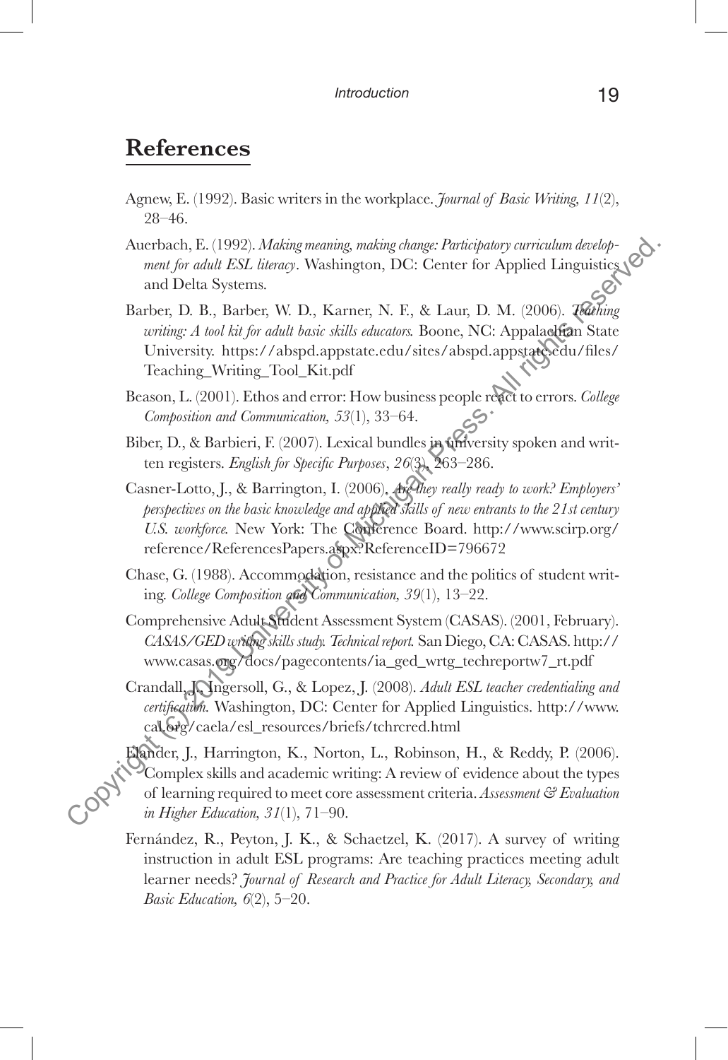## References

Agnew, E. (1992). Basic writers in the workplace. *Journal of Basic Writing, 11*(2), 28–46.

Auerbach, E. (1992). *Making meaning, making change: Participatory curriculum development for adult ESL literacy*. Washington, DC: Center for Applied Linguistics and Delta Systems.

Barber, D. B., Barber, W. D., Karner, N. F., & Laur, D. M. (2006). *Teaching writing: A tool kit for adult basic skills educators.* Boone, NC: Appalachian State University. https://abspd.appstate.edu/sites/abspd.appstate.edu/files/Teaching_Writing_Tool_Kit.pdf

Beason, L. (2001). Ethos and error: How business people react to errors. *College Composition and Communication, 53*(1), 33–64.

Biber, D., & Barbieri, F. (2007). Lexical bundles in university spoken and written registers. *English for Specific Purposes*, *26*(3), 263–286.

Casner-Lotto, J., & Barrington, I. (2006). *Are they really ready to work? Employers' perspectives on the basic knowledge and applied skills of new entrants to the 21st century U.S. workforce.* New York: The Conference Board. http://www.scirp.org/reference/ReferencesPapers.aspx?ReferenceID=796672

Chase, G. (1988). Accommodation, resistance and the politics of student writing. *College Composition and Communication, 39*(1), 13–22.

Comprehensive Adult Student Assessment System (CASAS). (2001, February). *CASAS/GED writing skills study. Technical report.* San Diego, CA: CASAS. http://www.casas.org/docs/pagecontents/ia_ged_wrtg_techreportw7_rt.pdf

Crandall, J., Ingersoll, G., & Lopez, J. (2008). *Adult ESL teacher credentialing and certification.* Washington, DC: Center for Applied Linguistics. http://www.cal.org/caela/esl_resources/briefs/tchrcred.html

Elander, J., Harrington, K., Norton, L., Robinson, H., & Reddy, P. (2006). Complex skills and academic writing: A review of evidence about the types of learning required to meet core assessment criteria. *Assessment & Evaluation in Higher Education, 31*(1), 71–90.

Fernández, R., Peyton, J. K., & Schaetzel, K. (2017). A survey of writing instruction in adult ESL programs: Are teaching practices meeting adult learner needs? *Journal of Research and Practice for Adult Literacy, Secondary, and Basic Education, 6*(2), 5–20.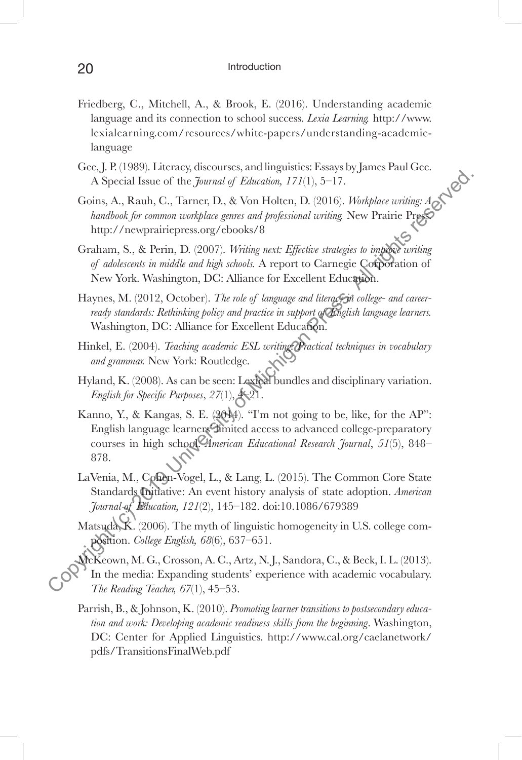Friedberg, C., Mitchell, A., & Brook, E. (2016). Understanding academic language and its connection to school success. *Lexia Learning.* http://www.lexialearning.com/resources/white-papers/understanding-academic-language

Gee, J. P. (1989). Literacy, discourses, and linguistics: Essays by James Paul Gee. A Special Issue of the *Journal of Education, 171*(1), 5–17.

Goins, A., Rauh, C., Tarner, D., & Von Holten, D. (2016). *Workplace writing: A handbook for common workplace genres and professional writing.* New Prairie Press. http://newprairiepress.org/ebooks/8

Graham, S., & Perin, D. (2007). *Writing next: Effective strategies to improve writing of adolescents in middle and high schools.* A report to Carnegie Corporation of New York. Washington, DC: Alliance for Excellent Education.

Haynes, M. (2012, October). *The role of language and literacy in college- and career-ready standards: Rethinking policy and practice in support of English language learners.* Washington, DC: Alliance for Excellent Education.

Hinkel, E. (2004). *Teaching academic ESL writing: Practical techniques in vocabulary and grammar.* New York: Routledge.

Hyland, K. (2008). As can be seen: Lexical bundles and disciplinary variation. *English for Specific Purposes*, *27*(1), 4–21.

Kanno, Y., & Kangas, S. E. (2014). "I'm not going to be, like, for the AP": English language learners' limited access to advanced college-preparatory courses in high school. *American Educational Research Journal*, *51*(5), 848–878.

LaVenia, M., Cohen-Vogel, L., & Lang, L. (2015). The Common Core State Standards Initiative: An event history analysis of state adoption. *American Journal of Education, 121*(2), 145–182. doi:10.1086/679389

Matsuda, K. (2006). The myth of linguistic homogeneity in U.S. college composition. *College English, 68*(6), 637–651.

McKeown, M. G., Crosson, A. C., Artz, N. J., Sandora, C., & Beck, I. L. (2013). In the media: Expanding students' experience with academic vocabulary. *The Reading Teacher, 67*(1), 45–53.

Parrish, B., & Johnson, K. (2010). *Promoting learner transitions to postsecondary education and work: Developing academic readiness skills from the beginning*. Washington, DC: Center for Applied Linguistics. http://www.cal.org/caelanetwork/pdfs/TransitionsFinalWeb.pdf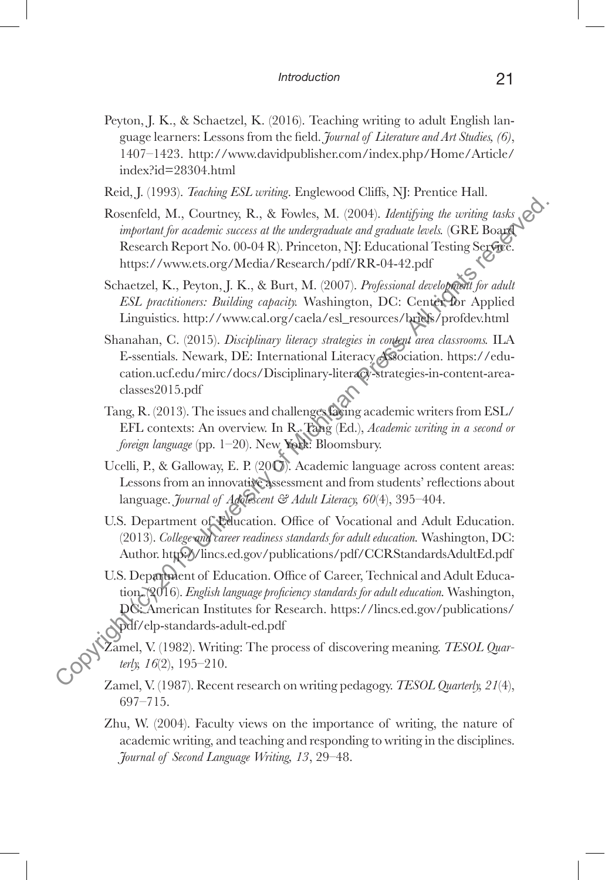Peyton, J. K., & Schaetzel, K. (2016). Teaching writing to adult English language learners: Lessons from the field. *Journal of Literature and Art Studies, (6)*, 1407–1423. http://www.davidpublisher.com/index.php/Home/Article/index?id=28304.html

Reid, J. (1993). *Teaching ESL writing*. Englewood Cliffs, NJ: Prentice Hall.

Rosenfeld, M., Courtney, R., & Fowles, M. (2004). *Identifying the writing tasks important for academic success at the undergraduate and graduate levels.* (GRE Board Research Report No. 00-04 R). Princeton, NJ: Educational Testing Service. https://www.ets.org/Media/Research/pdf/RR-04-42.pdf

Schaetzel, K., Peyton, J. K., & Burt, M. (2007). *Professional development for adult ESL practitioners: Building capacity.* Washington, DC: Center for Applied Linguistics. http://www.cal.org/caela/esl_resources/briefs/profdev.html

Shanahan, C. (2015). *Disciplinary literacy strategies in content area classrooms.* ILA E-ssentials. Newark, DE: International Literacy Association. https://education.ucf.edu/mirc/docs/Disciplinary-literacy-strategies-in-content-area-classes2015.pdf

Tang, R. (2013). The issues and challenges facing academic writers from ESL/EFL contexts: An overview. In R. Tang (Ed.), *Academic writing in a second or foreign language* (pp. 1–20). New York: Bloomsbury.

Ucelli, P., & Galloway, E. P. (2017). Academic language across content areas: Lessons from an innovative assessment and from students' reflections about language. *Journal of Adolescent & Adult Literacy, 60*(4), 395–404.

U.S. Department of Education. Office of Vocational and Adult Education. (2013). *College and career readiness standards for adult education.* Washington, DC: Author. http://lincs.ed.gov/publications/pdf/CCRStandardsAdultEd.pdf

U.S. Department of Education. Office of Career, Technical and Adult Education. (2016). *English language proficiency standards for adult education.* Washington, DC: American Institutes for Research. https://lincs.ed.gov/publications/pdf/elp-standards-adult-ed.pdf

Zamel, V. (1982). Writing: The process of discovering meaning. *TESOL Quarterly, 16*(2), 195–210.

Zamel, V. (1987). Recent research on writing pedagogy. *TESOL Quarterly, 21*(4), 697–715.

Zhu, W. (2004). Faculty views on the importance of writing, the nature of academic writing, and teaching and responding to writing in the disciplines. *Journal of Second Language Writing, 13*, 29–48.